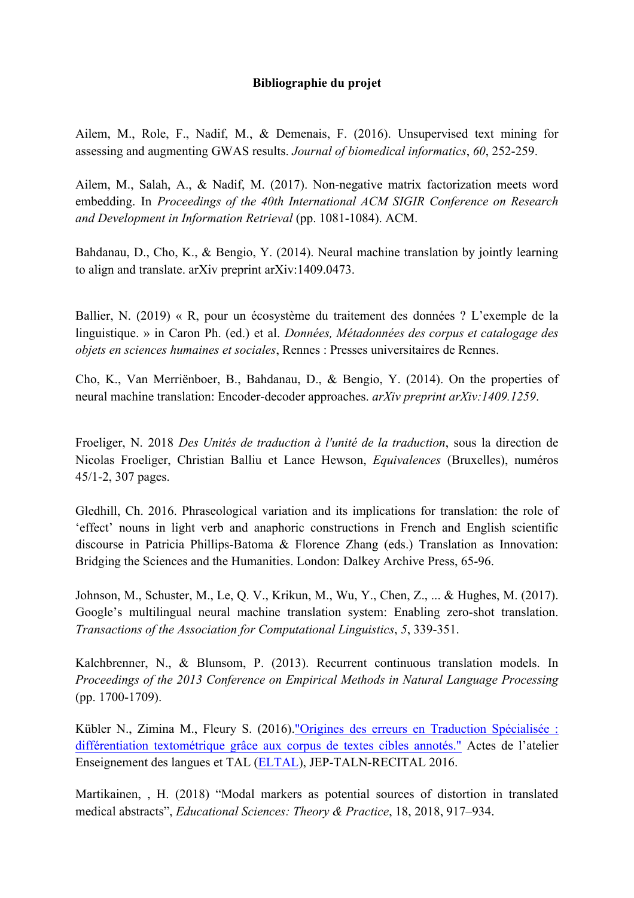**Bibliographie du projet**

Ailem, M., Role, F., Nadif, M., & Demenais, F. (2016). Unsupervised text mining for assessing and augmenting GWAS results. *Journal of biomedical informatics*, *60*, 252-259.

Ailem, M., Salah, A., & Nadif, M. (2017). Non-negative matrix factorization meets word embedding. In *Proceedings of the 40th International ACM SIGIR Conference on Research and Development in Information Retrieval* (pp. 1081-1084). ACM.

Bahdanau, D., Cho, K., & Bengio, Y. (2014). Neural machine translation by jointly learning to align and translate. arXiv preprint arXiv:1409.0473.

Ballier, N. (2019) « R, pour un écosystème du traitement des données ? L'exemple de la linguistique. » in Caron Ph. (ed.) et al. *Données, Métadonnées des corpus et catalogage des objets en sciences humaines et sociales*, Rennes : Presses universitaires de Rennes.

Cho, K., Van Merriënboer, B., Bahdanau, D., & Bengio, Y. (2014). On the properties of neural machine translation: Encoder-decoder approaches. *arXiv preprint arXiv:1409.1259*.

Froeliger, N. 2018 *Des Unités de traduction à l'unité de la traduction*, sous la direction de Nicolas Froeliger, Christian Balliu et Lance Hewson, *Equivalences* (Bruxelles), numéros 45/1-2, 307 pages.

Gledhill, Ch. 2016. Phraseological variation and its implications for translation: the role of 'effect' nouns in light verb and anaphoric constructions in French and English scientific discourse in Patricia Phillips-Batoma & Florence Zhang (eds.) Translation as Innovation: Bridging the Sciences and the Humanities. London: Dalkey Archive Press, 65-96.

Johnson, M., Schuster, M., Le, Q. V., Krikun, M., Wu, Y., Chen, Z., ... & Hughes, M. (2017). Google's multilingual neural machine translation system: Enabling zero-shot translation. *Transactions of the Association for Computational Linguistics*, *5*, 339-351.

Kalchbrenner, N., & Blunsom, P. (2013). Recurrent continuous translation models. In *Proceedings of the 2013 Conference on Empirical Methods in Natural Language Processing* (pp. 1700-1709).

Kübler N., Zimina M., Fleury S. (2016)."Origines des erreurs en Traduction Spécialisée : différentiation textométrique grâce aux corpus de textes cibles annotés." Actes de l'atelier Enseignement des langues et TAL (ELTAL), JEP-TALN-RECITAL 2016.

Martikainen, , H. (2018) "Modal markers as potential sources of distortion in translated medical abstracts", *Educational Sciences: Theory & Practice*, 18, 2018, 917–934.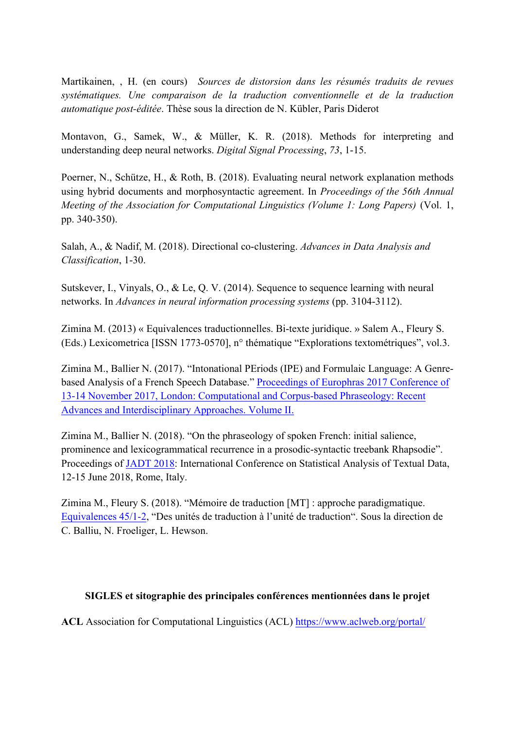Martikainen, , H. (en cours) *Sources de distorsion dans les résumés traduits de revues systématiques. Une comparaison de la traduction conventionnelle et de la traduction automatique post-éditée*. Thèse sous la direction de N. Kübler, Paris Diderot

Montavon, G., Samek, W., & Müller, K. R. (2018). Methods for interpreting and understanding deep neural networks. *Digital Signal Processing*, *73*, 1-15.

Poerner, N., Schütze, H., & Roth, B. (2018). Evaluating neural network explanation methods using hybrid documents and morphosyntactic agreement. In *Proceedings of the 56th Annual Meeting of the Association for Computational Linguistics (Volume 1: Long Papers)* (Vol. 1, pp. 340-350).

Salah, A., & Nadif, M. (2018). Directional co-clustering. *Advances in Data Analysis and Classification*, 1-30.

Sutskever, I., Vinyals, O., & Le, Q. V. (2014). Sequence to sequence learning with neural networks. In *Advances in neural information processing systems* (pp. 3104-3112).

Zimina M. (2013) « Equivalences traductionnelles. Bi-texte juridique. » Salem A., Fleury S. (Eds.) Lexicometrica [ISSN 1773-0570], n° thématique "Explorations textométriques", vol.3.

Zimina M., Ballier N. (2017). "Intonational PEriods (IPE) and Formulaic Language: A Genre-based Analysis of a French Speech Database." Proceedings of Europhras 2017 Conference of 13-14 November 2017, London: Computational and Corpus-based Phraseology: Recent Advances and Interdisciplinary Approaches. Volume II.

Zimina M., Ballier N. (2018). "On the phraseology of spoken French: initial salience, prominence and lexicogrammatical recurrence in a prosodic-syntactic treebank Rhapsodie". Proceedings of JADT 2018: International Conference on Statistical Analysis of Textual Data, 12-15 June 2018, Rome, Italy.

Zimina M., Fleury S. (2018). "Mémoire de traduction [MT] : approche paradigmatique. Equivalences 45/1-2, "Des unités de traduction à l'unité de traduction". Sous la direction de C. Balliu, N. Froeliger, L. Hewson.

## SIGLES et sitographie des principales conférences mentionnées dans le projet

**ACL** Association for Computational Linguistics (ACL) https://www.aclweb.org/portal/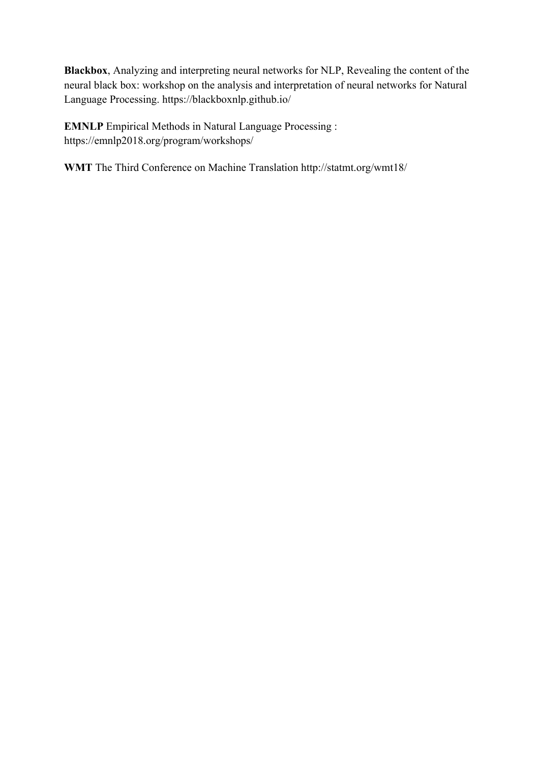**Blackbox**, Analyzing and interpreting neural networks for NLP, Revealing the content of the neural black box: workshop on the analysis and interpretation of neural networks for Natural Language Processing. https://blackboxnlp.github.io/

**EMNLP** Empirical Methods in Natural Language Processing : https://emnlp2018.org/program/workshops/

**WMT** The Third Conference on Machine Translation http://statmt.org/wmt18/